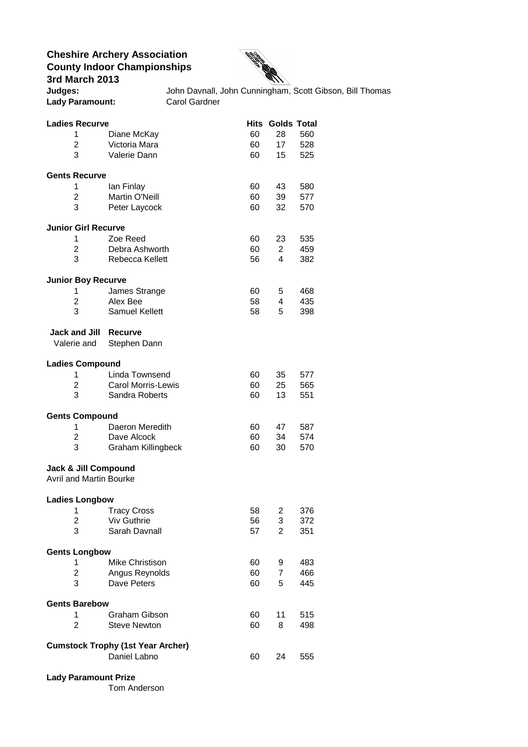# Cheshire Archery Association
## County Indoor Championships
### 3rd March 2013

**Judges:** John Davnall, John Cunningham, Scott Gibson, Bill Thomas

**Lady Paramount:** Carol Gardner

| | | Hits | Golds | Total |
|---|---|---|---|---|
| **Ladies Recurve** | | | | |
| 1 | Diane McKay | 60 | 28 | 560 |
| 2 | Victoria Mara | 60 | 17 | 528 |
| 3 | Valerie Dann | 60 | 15 | 525 |
| **Gents Recurve** | | | | |
| 1 | Ian Finlay | 60 | 43 | 580 |
| 2 | Martin O'Neill | 60 | 39 | 577 |
| 3 | Peter Laycock | 60 | 32 | 570 |
| **Junior Girl Recurve** | | | | |
| 1 | Zoe Reed | 60 | 23 | 535 |
| 2 | Debra Ashworth | 60 | 2 | 459 |
| 3 | Rebecca Kellett | 56 | 4 | 382 |
| **Junior Boy Recurve** | | | | |
| 1 | James Strange | 60 | 5 | 468 |
| 2 | Alex Bee | 58 | 4 | 435 |
| 3 | Samuel Kellett | 58 | 5 | 398 |

**Jack and Jill Recurve**

Valerie and Stephen Dann

| | | Hits | Golds | Total |
|---|---|---|---|---|
| **Ladies Compound** | | | | |
| 1 | Linda Townsend | 60 | 35 | 577 |
| 2 | Carol Morris-Lewis | 60 | 25 | 565 |
| 3 | Sandra Roberts | 60 | 13 | 551 |
| **Gents Compound** | | | | |
| 1 | Daeron Meredith | 60 | 47 | 587 |
| 2 | Dave Alcock | 60 | 34 | 574 |
| 3 | Graham Killingbeck | 60 | 30 | 570 |

**Jack & Jill Compound**

Avril and Martin Bourke

| | | Hits | Golds | Total |
|---|---|---|---|---|
| **Ladies Longbow** | | | | |
| 1 | Tracy Cross | 58 | 2 | 376 |
| 2 | Viv Guthrie | 56 | 3 | 372 |
| 3 | Sarah Davnall | 57 | 2 | 351 |
| **Gents Longbow** | | | | |
| 1 | Mike Christison | 60 | 9 | 483 |
| 2 | Angus Reynolds | 60 | 7 | 466 |
| 3 | Dave Peters | 60 | 5 | 445 |
| **Gents Barebow** | | | | |
| 1 | Graham Gibson | 60 | 11 | 515 |
| 2 | Steve Newton | 60 | 8 | 498 |
| **Cumstock Trophy (1st Year Archer)** | | | | |
| | Daniel Labno | 60 | 24 | 555 |

**Lady Paramount Prize**

Tom Anderson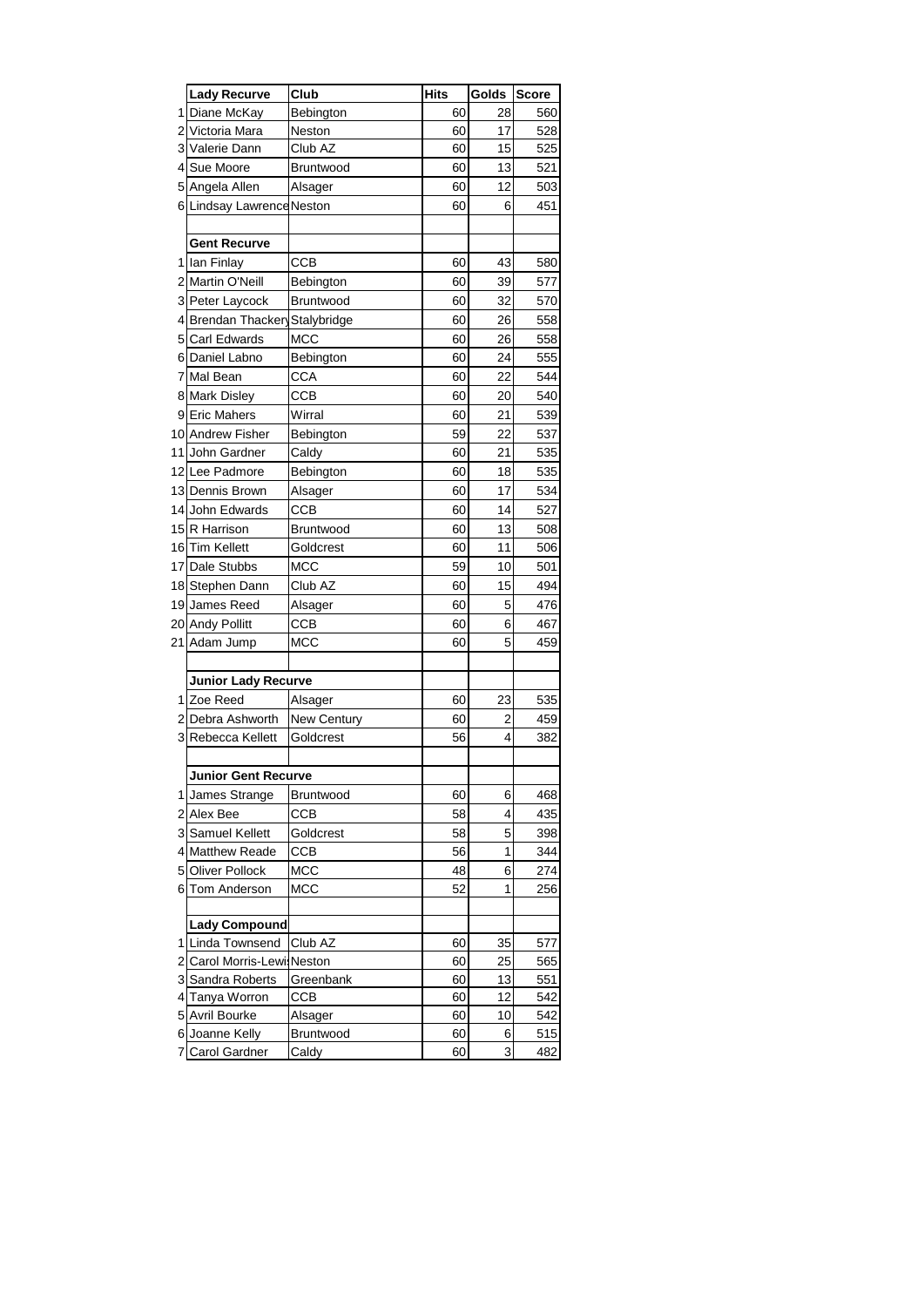|  | Lady Recurve | Club | Hits | Golds | Score |
|---|---|---|---|---|---|
| 1 | Diane McKay | Bebington | 60 | 28 | 560 |
| 2 | Victoria Mara | Neston | 60 | 17 | 528 |
| 3 | Valerie Dann | Club AZ | 60 | 15 | 525 |
| 4 | Sue Moore | Bruntwood | 60 | 13 | 521 |
| 5 | Angela Allen | Alsager | 60 | 12 | 503 |
| 6 | Lindsay Lawrence | Neston | 60 | 6 | 451 |
|  |  |  |  |  |  |
|  | **Gent Recurve** |  |  |  |  |
| 1 | Ian Finlay | CCB | 60 | 43 | 580 |
| 2 | Martin O'Neill | Bebington | 60 | 39 | 577 |
| 3 | Peter Laycock | Bruntwood | 60 | 32 | 570 |
| 4 | Brendan Thackery | Stalybridge | 60 | 26 | 558 |
| 5 | Carl Edwards | MCC | 60 | 26 | 558 |
| 6 | Daniel Labno | Bebington | 60 | 24 | 555 |
| 7 | Mal Bean | CCA | 60 | 22 | 544 |
| 8 | Mark Disley | CCB | 60 | 20 | 540 |
| 9 | Eric Mahers | Wirral | 60 | 21 | 539 |
| 10 | Andrew Fisher | Bebington | 59 | 22 | 537 |
| 11 | John Gardner | Caldy | 60 | 21 | 535 |
| 12 | Lee Padmore | Bebington | 60 | 18 | 535 |
| 13 | Dennis Brown | Alsager | 60 | 17 | 534 |
| 14 | John Edwards | CCB | 60 | 14 | 527 |
| 15 | R Harrison | Bruntwood | 60 | 13 | 508 |
| 16 | Tim Kellett | Goldcrest | 60 | 11 | 506 |
| 17 | Dale Stubbs | MCC | 59 | 10 | 501 |
| 18 | Stephen Dann | Club AZ | 60 | 15 | 494 |
| 19 | James Reed | Alsager | 60 | 5 | 476 |
| 20 | Andy Pollitt | CCB | 60 | 6 | 467 |
| 21 | Adam Jump | MCC | 60 | 5 | 459 |
|  |  |  |  |  |  |
|  | **Junior Lady Recurve** |  |  |  |  |
| 1 | Zoe Reed | Alsager | 60 | 23 | 535 |
| 2 | Debra Ashworth | New Century | 60 | 2 | 459 |
| 3 | Rebecca Kellett | Goldcrest | 56 | 4 | 382 |
|  |  |  |  |  |  |
|  | **Junior Gent Recurve** |  |  |  |  |
| 1 | James Strange | Bruntwood | 60 | 6 | 468 |
| 2 | Alex Bee | CCB | 58 | 4 | 435 |
| 3 | Samuel Kellett | Goldcrest | 58 | 5 | 398 |
| 4 | Matthew Reade | CCB | 56 | 1 | 344 |
| 5 | Oliver Pollock | MCC | 48 | 6 | 274 |
| 6 | Tom Anderson | MCC | 52 | 1 | 256 |
|  |  |  |  |  |  |
|  | **Lady Compound** |  |  |  |  |
| 1 | Linda Townsend | Club AZ | 60 | 35 | 577 |
| 2 | Carol Morris-Lewis | Neston | 60 | 25 | 565 |
| 3 | Sandra Roberts | Greenbank | 60 | 13 | 551 |
| 4 | Tanya Worron | CCB | 60 | 12 | 542 |
| 5 | Avril Bourke | Alsager | 60 | 10 | 542 |
| 6 | Joanne Kelly | Bruntwood | 60 | 6 | 515 |
| 7 | Carol Gardner | Caldy | 60 | 3 | 482 |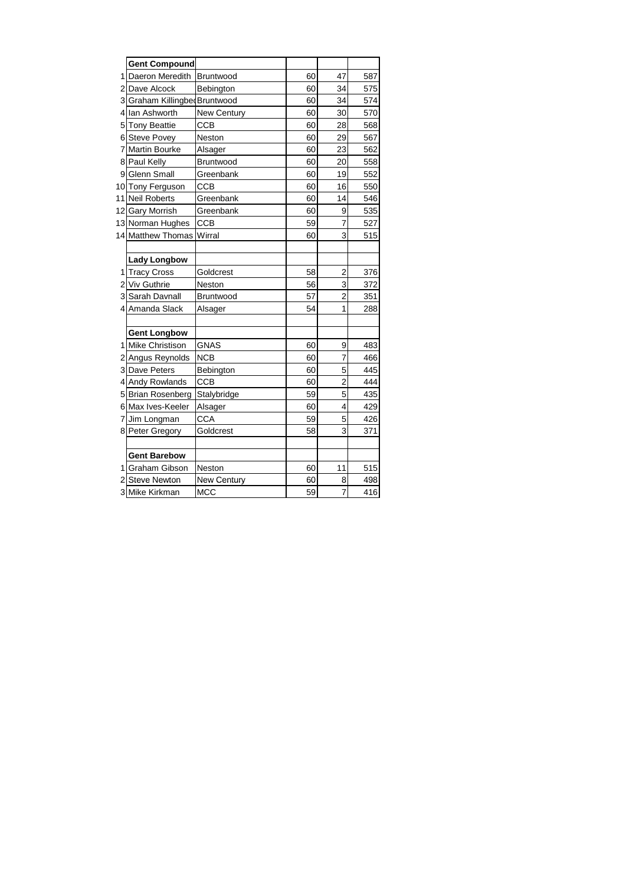| | | | | | |
|---|---|---|---|---|---|
| | **Gent Compound** | | | | |
| 1 | Daeron Meredith | Bruntwood | 60 | 47 | 587 |
| 2 | Dave Alcock | Bebington | 60 | 34 | 575 |
| 3 | Graham Killingbe | Bruntwood | 60 | 34 | 574 |
| 4 | Ian Ashworth | New Century | 60 | 30 | 570 |
| 5 | Tony Beattie | CCB | 60 | 28 | 568 |
| 6 | Steve Povey | Neston | 60 | 29 | 567 |
| 7 | Martin Bourke | Alsager | 60 | 23 | 562 |
| 8 | Paul Kelly | Bruntwood | 60 | 20 | 558 |
| 9 | Glenn Small | Greenbank | 60 | 19 | 552 |
| 10 | Tony Ferguson | CCB | 60 | 16 | 550 |
| 11 | Neil Roberts | Greenbank | 60 | 14 | 546 |
| 12 | Gary Morrish | Greenbank | 60 | 9 | 535 |
| 13 | Norman Hughes | CCB | 59 | 7 | 527 |
| 14 | Matthew Thomas | Wirral | 60 | 3 | 515 |
| | | | | | |
| | **Lady Longbow** | | | | |
| 1 | Tracy Cross | Goldcrest | 58 | 2 | 376 |
| 2 | Viv Guthrie | Neston | 56 | 3 | 372 |
| 3 | Sarah Davnall | Bruntwood | 57 | 2 | 351 |
| 4 | Amanda Slack | Alsager | 54 | 1 | 288 |
| | | | | | |
| | **Gent Longbow** | | | | |
| 1 | Mike Christison | GNAS | 60 | 9 | 483 |
| 2 | Angus Reynolds | NCB | 60 | 7 | 466 |
| 3 | Dave Peters | Bebington | 60 | 5 | 445 |
| 4 | Andy Rowlands | CCB | 60 | 2 | 444 |
| 5 | Brian Rosenberg | Stalybridge | 59 | 5 | 435 |
| 6 | Max Ives-Keeler | Alsager | 60 | 4 | 429 |
| 7 | Jim Longman | CCA | 59 | 5 | 426 |
| 8 | Peter Gregory | Goldcrest | 58 | 3 | 371 |
| | | | | | |
| | **Gent Barebow** | | | | |
| 1 | Graham Gibson | Neston | 60 | 11 | 515 |
| 2 | Steve Newton | New Century | 60 | 8 | 498 |
| 3 | Mike Kirkman | MCC | 59 | 7 | 416 |